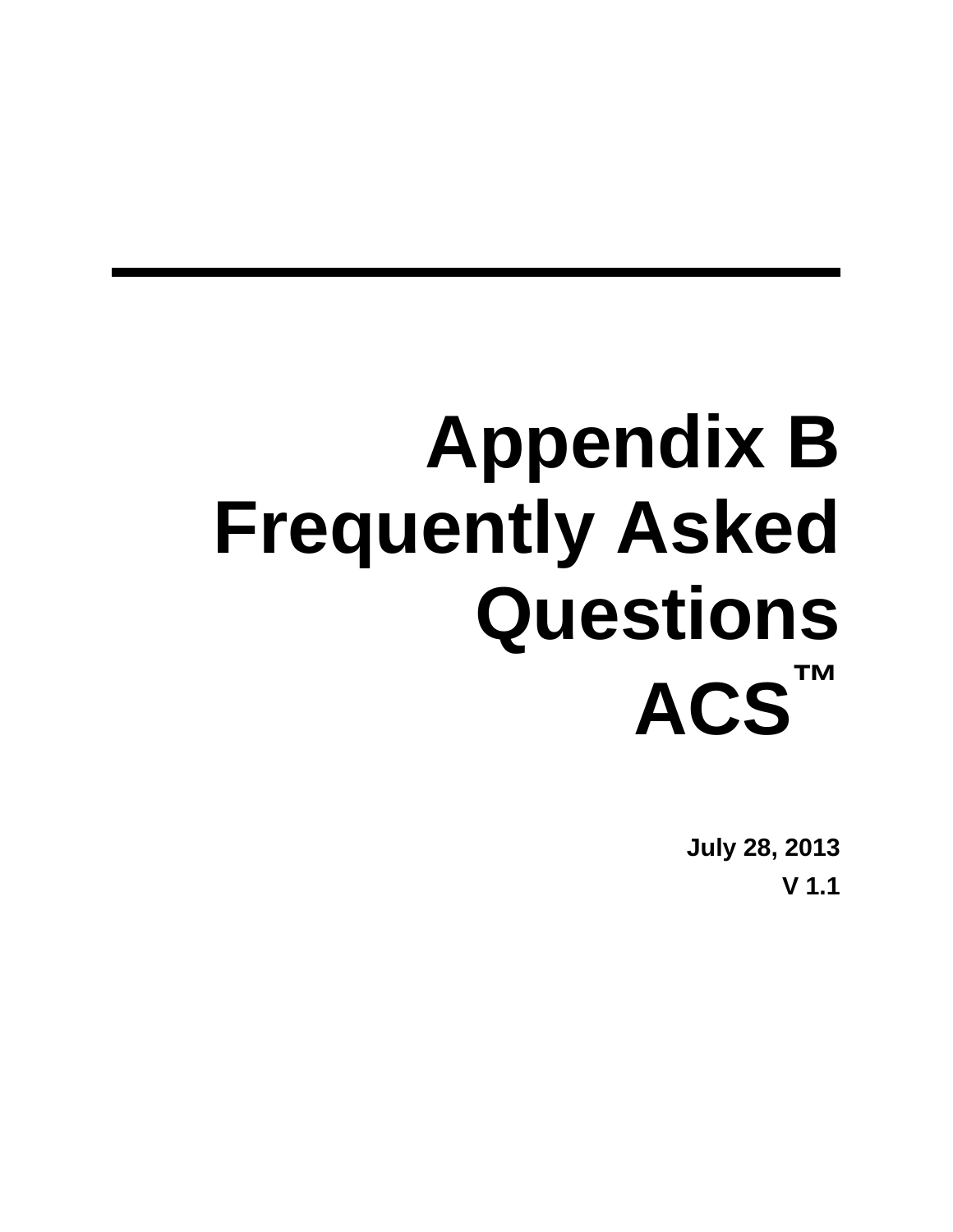# Appendix B Frequently Asked Questions ACS™

**July 28, 2013**

**V 1.1**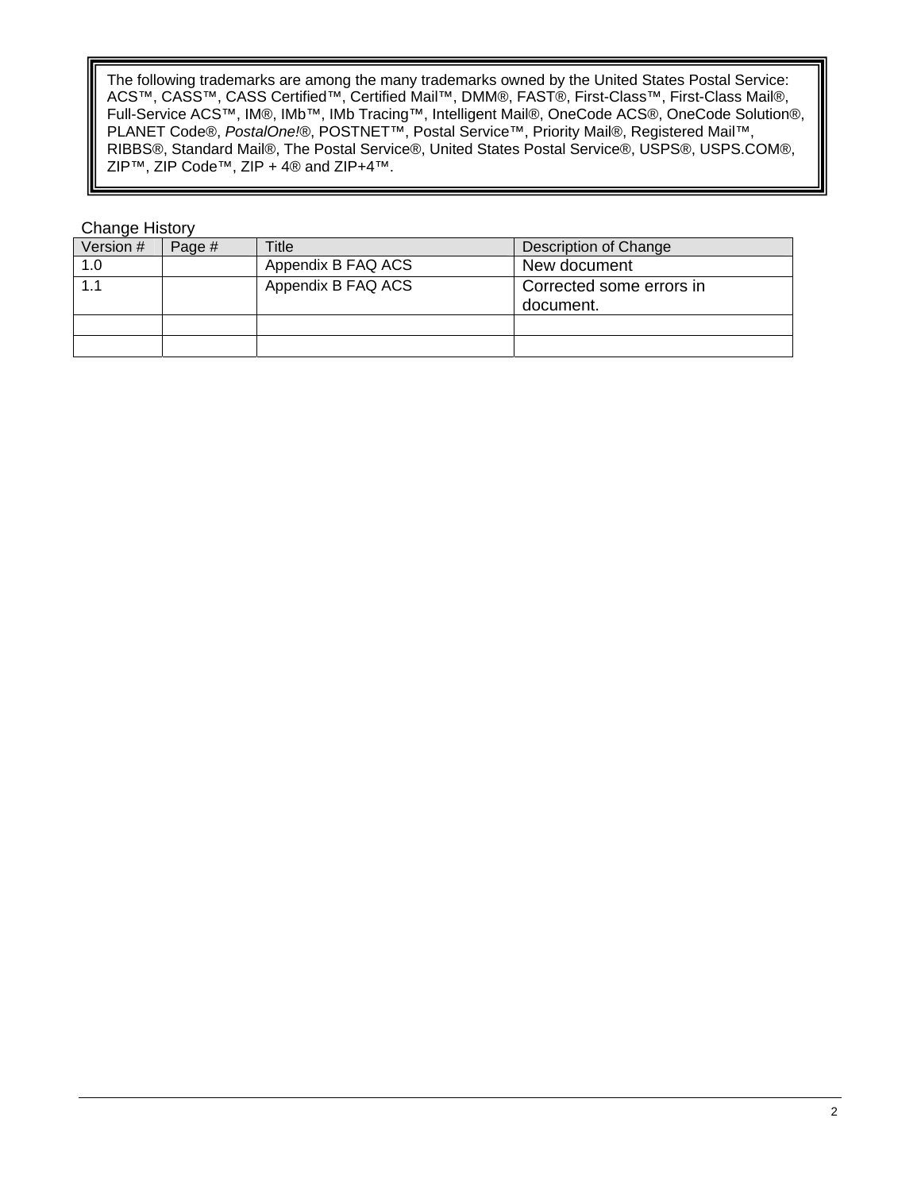The following trademarks are among the many trademarks owned by the United States Postal Service: ACS™, CASS™, CASS Certified™, Certified Mail™, DMM®, FAST®, First-Class™, First-Class Mail®, Full-Service ACS™, IM®, IMb™, IMb Tracing™, Intelligent Mail®, OneCode ACS®, OneCode Solution®, PLANET Code®, *PostalOne!*®, POSTNET™, Postal Service™, Priority Mail®, Registered Mail™, RIBBS®, Standard Mail®, The Postal Service®, United States Postal Service®, USPS®, USPS.COM®, ZIP™, ZIP Code™, ZIP + 4® and ZIP+4™.

Change History

| Version # | Page # | Title | Description of Change |
|---|---|---|---|
| 1.0 | | Appendix B FAQ ACS | New document |
| 1.1 | | Appendix B FAQ ACS | Corrected some errors in document. |
| | | | |
| | | | |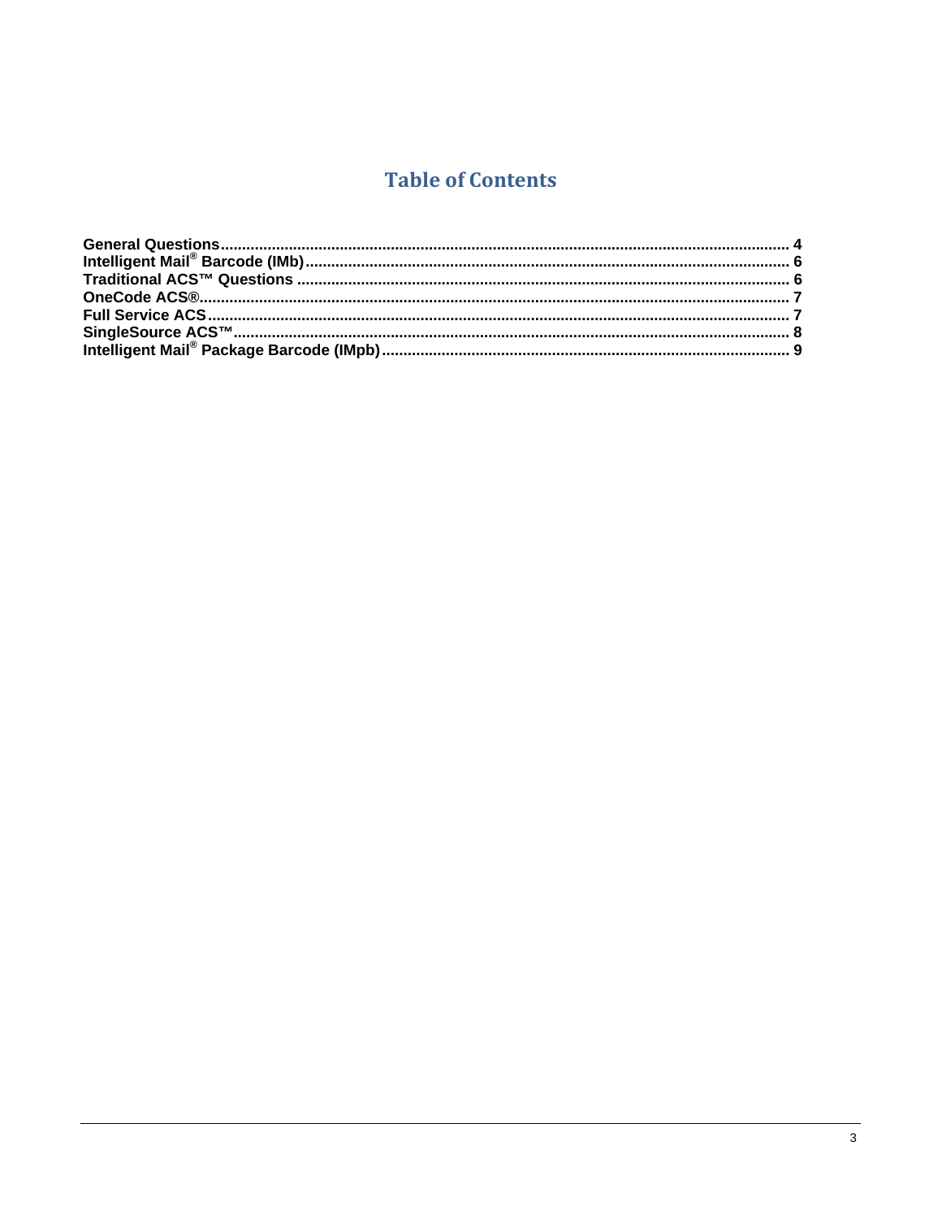# Table of Contents

**General Questions** .................................................................................................................................... 4
**Intelligent Mail® Barcode (IMb)** ................................................................................................................ 6
**Traditional ACS™ Questions** ................................................................................................................... 6
**OneCode ACS®** ......................................................................................................................................... 7
**Full Service ACS** ....................................................................................................................................... 7
**SingleSource ACS™** .................................................................................................................................. 8
**Intelligent Mail® Package Barcode (IMpb)** .............................................................................................. 9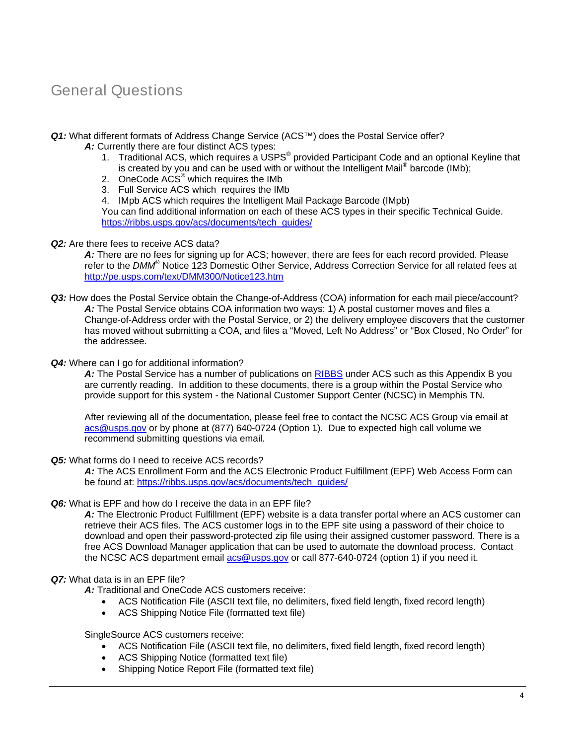# General Questions

***Q1:*** What different formats of Address Change Service (ACS™) does the Postal Service offer?

***A:*** Currently there are four distinct ACS types:

1. Traditional ACS, which requires a USPS® provided Participant Code and an optional Keyline that is created by you and can be used with or without the Intelligent Mail® barcode (IMb);
2. OneCode ACS® which requires the IMb
3. Full Service ACS which requires the IMb
4. IMpb ACS which requires the Intelligent Mail Package Barcode (IMpb)

You can find additional information on each of these ACS types in their specific Technical Guide. https://ribbs.usps.gov/acs/documents/tech_guides/

***Q2:*** Are there fees to receive ACS data?

***A:*** There are no fees for signing up for ACS; however, there are fees for each record provided. Please refer to the *DMM*® Notice 123 Domestic Other Service, Address Correction Service for all related fees at http://pe.usps.com/text/DMM300/Notice123.htm

***Q3:*** How does the Postal Service obtain the Change-of-Address (COA) information for each mail piece/account?

***A:*** The Postal Service obtains COA information two ways: 1) A postal customer moves and files a Change-of-Address order with the Postal Service, or 2) the delivery employee discovers that the customer has moved without submitting a COA, and files a "Moved, Left No Address" or "Box Closed, No Order" for the addressee.

***Q4:*** Where can I go for additional information?

***A:*** The Postal Service has a number of publications on RIBBS under ACS such as this Appendix B you are currently reading. In addition to these documents, there is a group within the Postal Service who provide support for this system - the National Customer Support Center (NCSC) in Memphis TN.

After reviewing all of the documentation, please feel free to contact the NCSC ACS Group via email at acs@usps.gov or by phone at (877) 640-0724 (Option 1). Due to expected high call volume we recommend submitting questions via email.

***Q5:*** What forms do I need to receive ACS records?

***A:*** The ACS Enrollment Form and the ACS Electronic Product Fulfillment (EPF) Web Access Form can be found at: https://ribbs.usps.gov/acs/documents/tech_guides/

***Q6:*** What is EPF and how do I receive the data in an EPF file?

***A:*** The Electronic Product Fulfillment (EPF) website is a data transfer portal where an ACS customer can retrieve their ACS files. The ACS customer logs in to the EPF site using a password of their choice to download and open their password-protected zip file using their assigned customer password. There is a free ACS Download Manager application that can be used to automate the download process. Contact the NCSC ACS department email acs@usps.gov or call 877-640-0724 (option 1) if you need it.

***Q7:*** What data is in an EPF file?

***A:*** Traditional and OneCode ACS customers receive:

- ACS Notification File (ASCII text file, no delimiters, fixed field length, fixed record length)
- ACS Shipping Notice File (formatted text file)

SingleSource ACS customers receive:

- ACS Notification File (ASCII text file, no delimiters, fixed field length, fixed record length)
- ACS Shipping Notice (formatted text file)
- Shipping Notice Report File (formatted text file)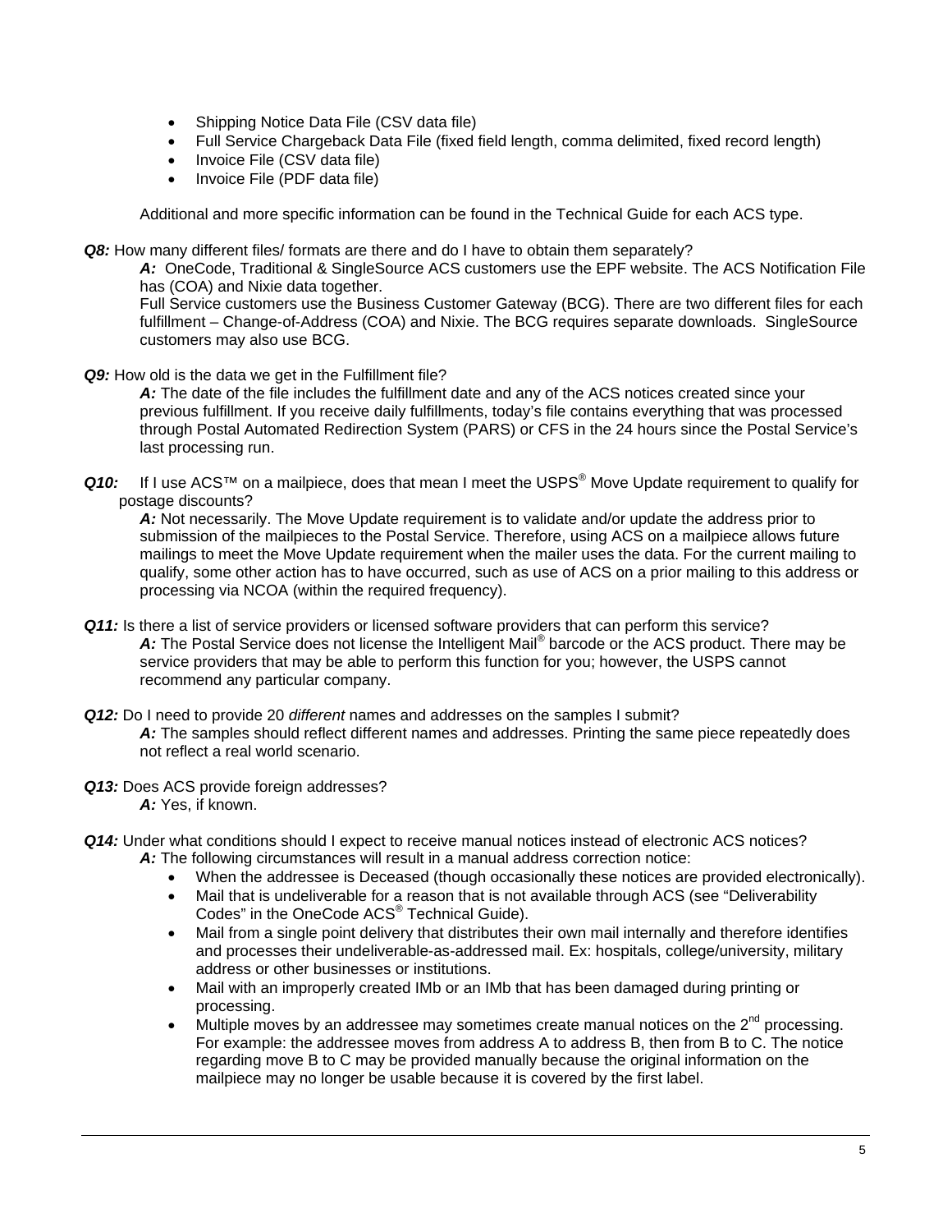- Shipping Notice Data File (CSV data file)
- Full Service Chargeback Data File (fixed field length, comma delimited, fixed record length)
- Invoice File (CSV data file)
- Invoice File (PDF data file)

Additional and more specific information can be found in the Technical Guide for each ACS type.

***Q8:*** How many different files/ formats are there and do I have to obtain them separately?

***A:*** OneCode, Traditional & SingleSource ACS customers use the EPF website. The ACS Notification File has (COA) and Nixie data together.
Full Service customers use the Business Customer Gateway (BCG). There are two different files for each fulfillment – Change-of-Address (COA) and Nixie. The BCG requires separate downloads. SingleSource customers may also use BCG.

***Q9:*** How old is the data we get in the Fulfillment file?

***A:*** The date of the file includes the fulfillment date and any of the ACS notices created since your previous fulfillment. If you receive daily fulfillments, today's file contains everything that was processed through Postal Automated Redirection System (PARS) or CFS in the 24 hours since the Postal Service's last processing run.

***Q10:*** If I use ACS™ on a mailpiece, does that mean I meet the USPS® Move Update requirement to qualify for postage discounts?

***A:*** Not necessarily. The Move Update requirement is to validate and/or update the address prior to submission of the mailpieces to the Postal Service. Therefore, using ACS on a mailpiece allows future mailings to meet the Move Update requirement when the mailer uses the data. For the current mailing to qualify, some other action has to have occurred, such as use of ACS on a prior mailing to this address or processing via NCOA (within the required frequency).

***Q11:*** Is there a list of service providers or licensed software providers that can perform this service?

***A:*** The Postal Service does not license the Intelligent Mail® barcode or the ACS product. There may be service providers that may be able to perform this function for you; however, the USPS cannot recommend any particular company.

***Q12:*** Do I need to provide 20 *different* names and addresses on the samples I submit?

***A:*** The samples should reflect different names and addresses. Printing the same piece repeatedly does not reflect a real world scenario.

***Q13:*** Does ACS provide foreign addresses?

***A:*** Yes, if known.

***Q14:*** Under what conditions should I expect to receive manual notices instead of electronic ACS notices?

***A:*** The following circumstances will result in a manual address correction notice:

- When the addressee is Deceased (though occasionally these notices are provided electronically).
- Mail that is undeliverable for a reason that is not available through ACS (see "Deliverability Codes" in the OneCode ACS® Technical Guide).
- Mail from a single point delivery that distributes their own mail internally and therefore identifies and processes their undeliverable-as-addressed mail. Ex: hospitals, college/university, military address or other businesses or institutions.
- Mail with an improperly created IMb or an IMb that has been damaged during printing or processing.
- Multiple moves by an addressee may sometimes create manual notices on the 2nd processing. For example: the addressee moves from address A to address B, then from B to C. The notice regarding move B to C may be provided manually because the original information on the mailpiece may no longer be usable because it is covered by the first label.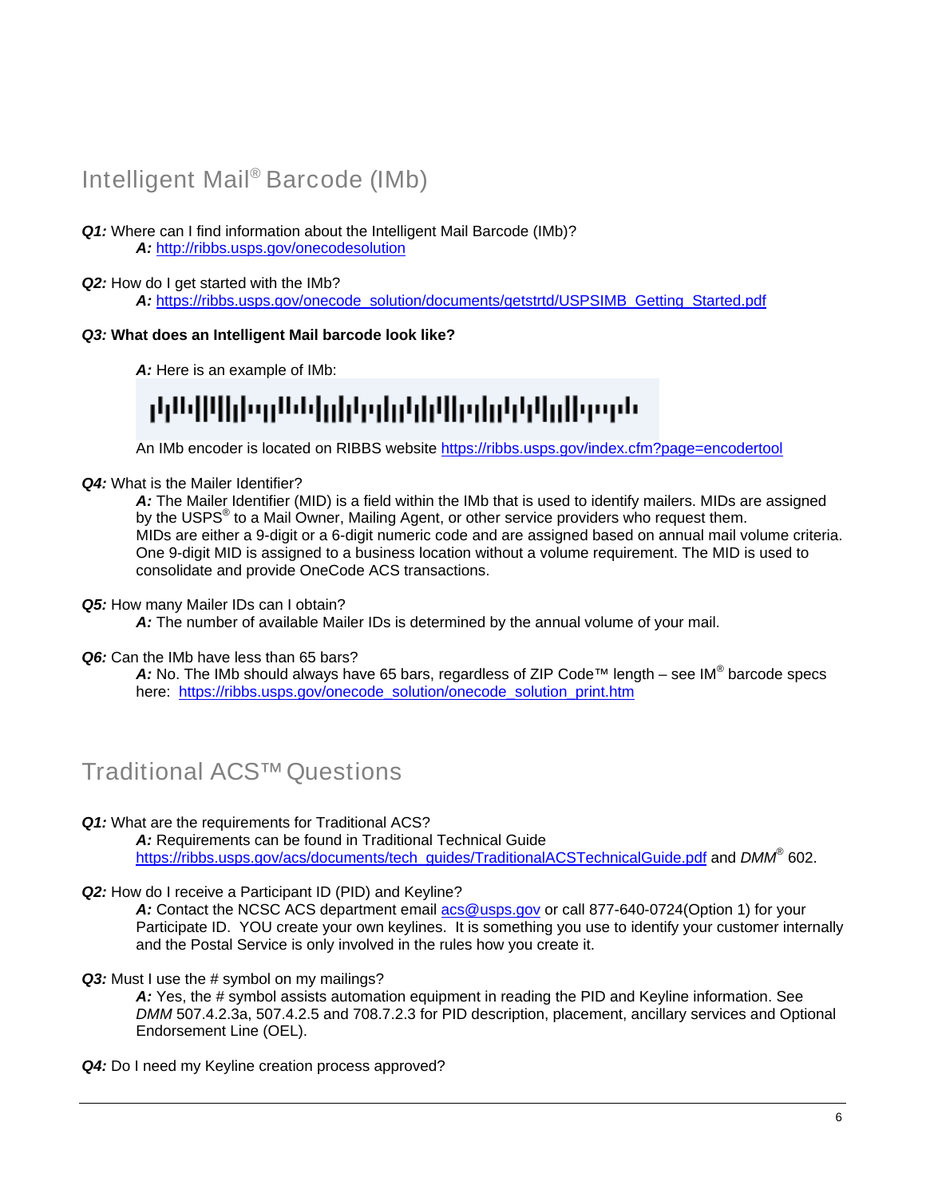## Intelligent Mail® Barcode (IMb)

***Q1:*** Where can I find information about the Intelligent Mail Barcode (IMb)?
***A:*** http://ribbs.usps.gov/onecodesolution

***Q2:*** How do I get started with the IMb?
***A:*** https://ribbs.usps.gov/onecode_solution/documents/getstrtd/USPSIMB_Getting_Started.pdf

***Q3:* What does an Intelligent Mail barcode look like?**

***A:*** Here is an example of IMb:

An IMb encoder is located on RIBBS website https://ribbs.usps.gov/index.cfm?page=encodertool

***Q4:*** What is the Mailer Identifier?
***A:*** The Mailer Identifier (MID) is a field within the IMb that is used to identify mailers. MIDs are assigned by the USPS® to a Mail Owner, Mailing Agent, or other service providers who request them.
MIDs are either a 9-digit or a 6-digit numeric code and are assigned based on annual mail volume criteria. One 9-digit MID is assigned to a business location without a volume requirement. The MID is used to consolidate and provide OneCode ACS transactions.

***Q5:*** How many Mailer IDs can I obtain?
***A:*** The number of available Mailer IDs is determined by the annual volume of your mail.

***Q6:*** Can the IMb have less than 65 bars?
***A:*** No. The IMb should always have 65 bars, regardless of ZIP Code™ length – see IM® barcode specs here: https://ribbs.usps.gov/onecode_solution/onecode_solution_print.htm

## Traditional ACS™ Questions

***Q1:*** What are the requirements for Traditional ACS?
***A:*** Requirements can be found in Traditional Technical Guide https://ribbs.usps.gov/acs/documents/tech_guides/TraditionalACSTechnicalGuide.pdf and *DMM*® 602.

***Q2:*** How do I receive a Participant ID (PID) and Keyline?
***A:*** Contact the NCSC ACS department email acs@usps.gov or call 877-640-0724(Option 1) for your Participate ID. YOU create your own keylines. It is something you use to identify your customer internally and the Postal Service is only involved in the rules how you create it.

***Q3:*** Must I use the # symbol on my mailings?
***A:*** Yes, the # symbol assists automation equipment in reading the PID and Keyline information. See *DMM* 507.4.2.3a, 507.4.2.5 and 708.7.2.3 for PID description, placement, ancillary services and Optional Endorsement Line (OEL).

***Q4:*** Do I need my Keyline creation process approved?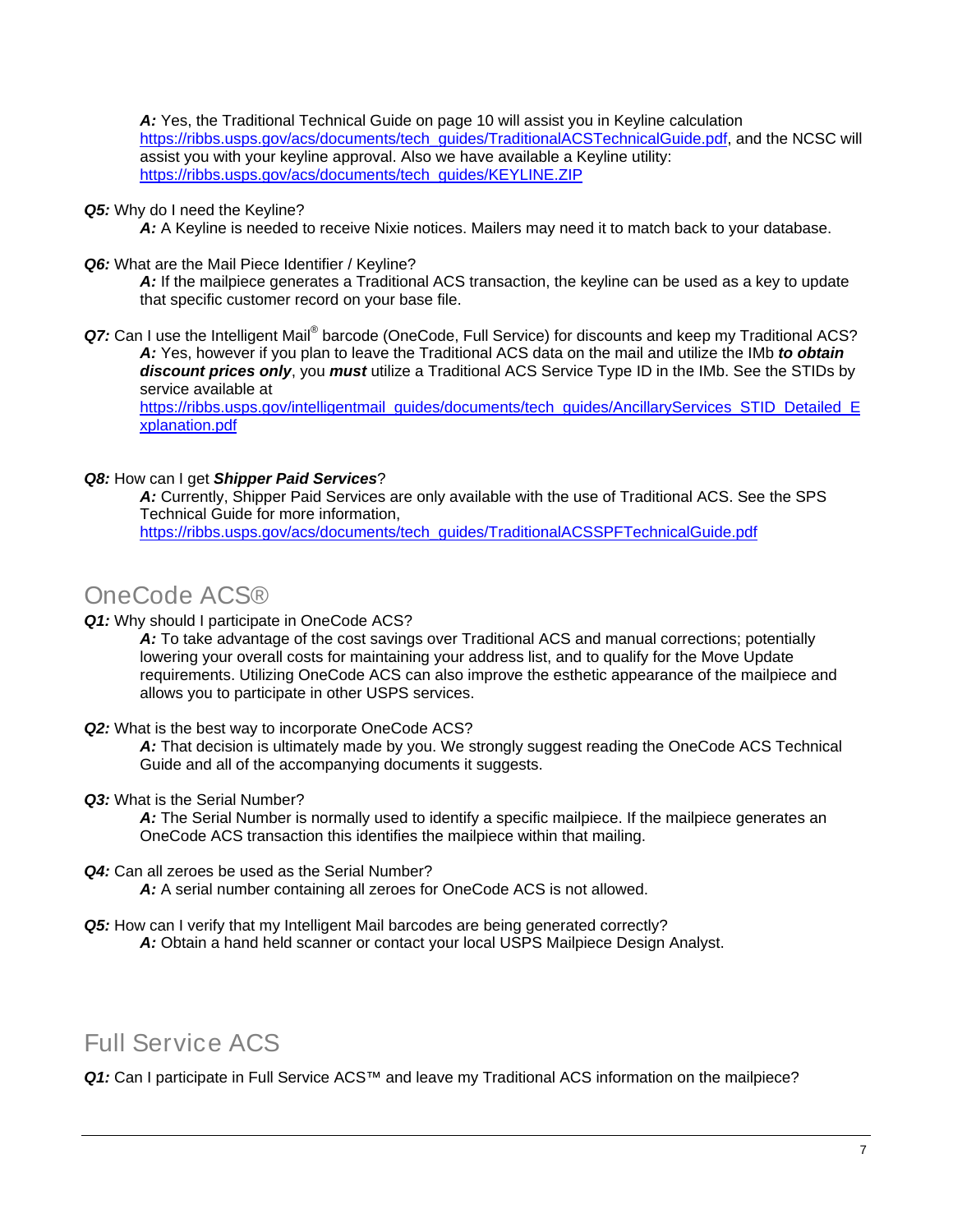***A:*** Yes, the Traditional Technical Guide on page 10 will assist you in Keyline calculation https://ribbs.usps.gov/acs/documents/tech_guides/TraditionalACSTechnicalGuide.pdf, and the NCSC will assist you with your keyline approval. Also we have available a Keyline utility: https://ribbs.usps.gov/acs/documents/tech_guides/KEYLINE.ZIP

***Q5:*** Why do I need the Keyline?

***A:*** A Keyline is needed to receive Nixie notices. Mailers may need it to match back to your database.

***Q6:*** What are the Mail Piece Identifier / Keyline?

***A:*** If the mailpiece generates a Traditional ACS transaction, the keyline can be used as a key to update that specific customer record on your base file.

***Q7:*** Can I use the Intelligent Mail® barcode (OneCode, Full Service) for discounts and keep my Traditional ACS?

***A:*** Yes, however if you plan to leave the Traditional ACS data on the mail and utilize the IMb ***to obtain discount prices only***, you ***must*** utilize a Traditional ACS Service Type ID in the IMb. See the STIDs by service available at https://ribbs.usps.gov/intelligentmail_guides/documents/tech_guides/AncillaryServices_STID_Detailed_Explanation.pdf

***Q8:*** How can I get ***Shipper Paid Services***?

***A:*** Currently, Shipper Paid Services are only available with the use of Traditional ACS. See the SPS Technical Guide for more information, https://ribbs.usps.gov/acs/documents/tech_guides/TraditionalACSSPFTechnicalGuide.pdf

## OneCode ACS®

***Q1:*** Why should I participate in OneCode ACS?

***A:*** To take advantage of the cost savings over Traditional ACS and manual corrections; potentially lowering your overall costs for maintaining your address list, and to qualify for the Move Update requirements. Utilizing OneCode ACS can also improve the esthetic appearance of the mailpiece and allows you to participate in other USPS services.

***Q2:*** What is the best way to incorporate OneCode ACS?

***A:*** That decision is ultimately made by you. We strongly suggest reading the OneCode ACS Technical Guide and all of the accompanying documents it suggests.

***Q3:*** What is the Serial Number?

***A:*** The Serial Number is normally used to identify a specific mailpiece. If the mailpiece generates an OneCode ACS transaction this identifies the mailpiece within that mailing.

***Q4:*** Can all zeroes be used as the Serial Number?

***A:*** A serial number containing all zeroes for OneCode ACS is not allowed.

***Q5:*** How can I verify that my Intelligent Mail barcodes are being generated correctly?

***A:*** Obtain a hand held scanner or contact your local USPS Mailpiece Design Analyst.

## Full Service ACS

***Q1:*** Can I participate in Full Service ACS™ and leave my Traditional ACS information on the mailpiece?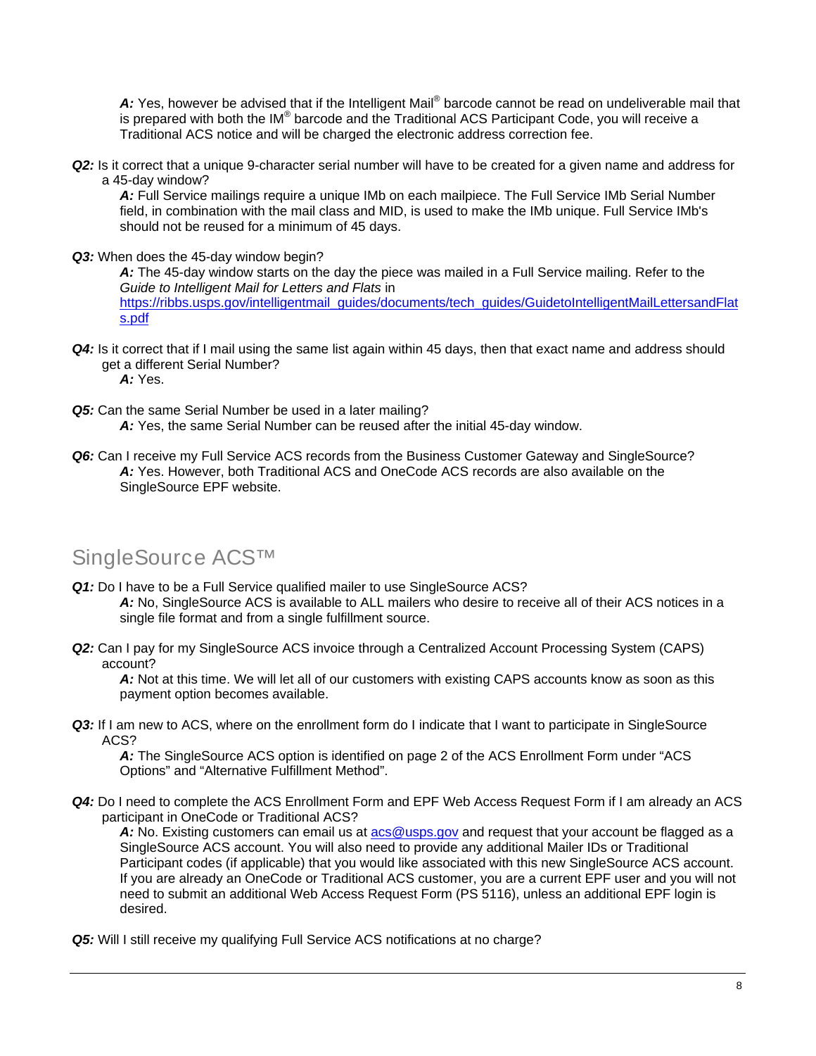*A:* Yes, however be advised that if the Intelligent Mail® barcode cannot be read on undeliverable mail that is prepared with both the IM® barcode and the Traditional ACS Participant Code, you will receive a Traditional ACS notice and will be charged the electronic address correction fee.

***Q2:*** Is it correct that a unique 9-character serial number will have to be created for a given name and address for a 45-day window?

*A:* Full Service mailings require a unique IMb on each mailpiece. The Full Service IMb Serial Number field, in combination with the mail class and MID, is used to make the IMb unique. Full Service IMb's should not be reused for a minimum of 45 days.

***Q3:*** When does the 45-day window begin?

*A:* The 45-day window starts on the day the piece was mailed in a Full Service mailing. Refer to the *Guide to Intelligent Mail for Letters and Flats* in https://ribbs.usps.gov/intelligentmail_guides/documents/tech_guides/GuidetoIntelligentMailLettersandFlats.pdf

***Q4:*** Is it correct that if I mail using the same list again within 45 days, then that exact name and address should get a different Serial Number?

*A:* Yes.

***Q5:*** Can the same Serial Number be used in a later mailing?

*A:* Yes, the same Serial Number can be reused after the initial 45-day window.

***Q6:*** Can I receive my Full Service ACS records from the Business Customer Gateway and SingleSource?

*A:* Yes. However, both Traditional ACS and OneCode ACS records are also available on the SingleSource EPF website.

## SingleSource ACS™

***Q1:*** Do I have to be a Full Service qualified mailer to use SingleSource ACS?

*A:* No, SingleSource ACS is available to ALL mailers who desire to receive all of their ACS notices in a single file format and from a single fulfillment source.

***Q2:*** Can I pay for my SingleSource ACS invoice through a Centralized Account Processing System (CAPS) account?

*A:* Not at this time. We will let all of our customers with existing CAPS accounts know as soon as this payment option becomes available.

***Q3:*** If I am new to ACS, where on the enrollment form do I indicate that I want to participate in SingleSource ACS?

*A:* The SingleSource ACS option is identified on page 2 of the ACS Enrollment Form under "ACS Options" and "Alternative Fulfillment Method".

***Q4:*** Do I need to complete the ACS Enrollment Form and EPF Web Access Request Form if I am already an ACS participant in OneCode or Traditional ACS?

*A:* No. Existing customers can email us at acs@usps.gov and request that your account be flagged as a SingleSource ACS account. You will also need to provide any additional Mailer IDs or Traditional Participant codes (if applicable) that you would like associated with this new SingleSource ACS account. If you are already an OneCode or Traditional ACS customer, you are a current EPF user and you will not need to submit an additional Web Access Request Form (PS 5116), unless an additional EPF login is desired.

***Q5:*** Will I still receive my qualifying Full Service ACS notifications at no charge?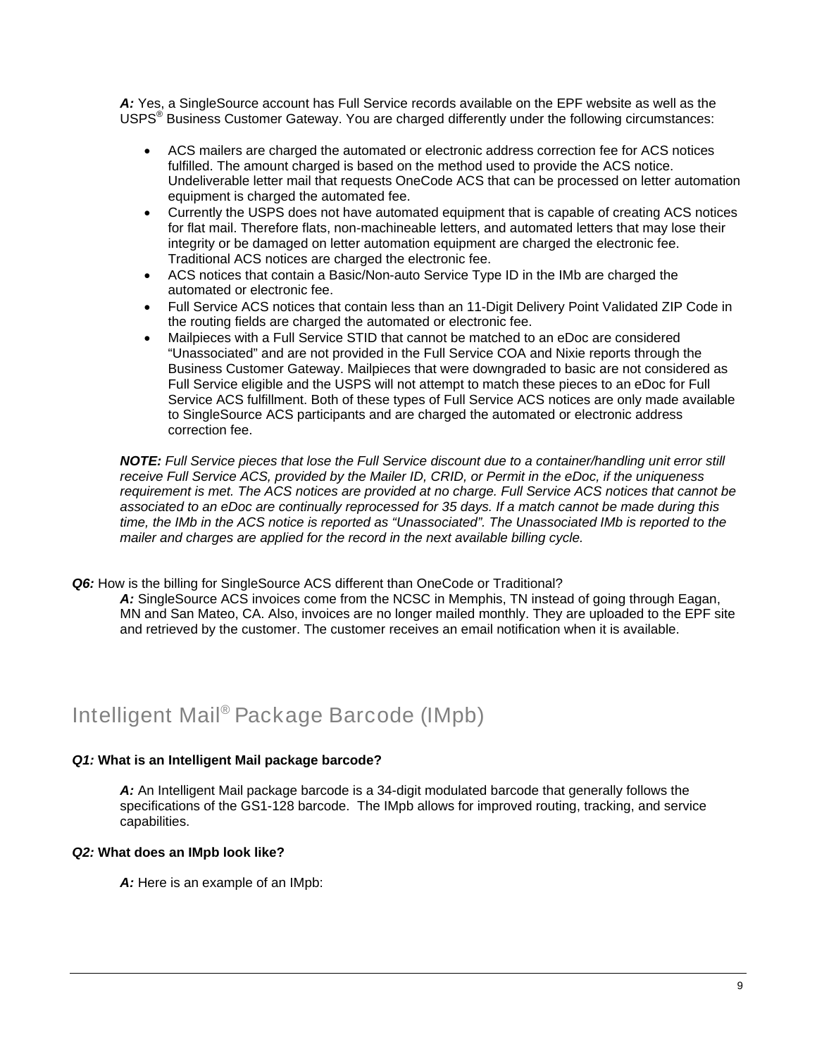***A:*** Yes, a SingleSource account has Full Service records available on the EPF website as well as the USPS® Business Customer Gateway. You are charged differently under the following circumstances:

- ACS mailers are charged the automated or electronic address correction fee for ACS notices fulfilled. The amount charged is based on the method used to provide the ACS notice. Undeliverable letter mail that requests OneCode ACS that can be processed on letter automation equipment is charged the automated fee.
- Currently the USPS does not have automated equipment that is capable of creating ACS notices for flat mail. Therefore flats, non-machineable letters, and automated letters that may lose their integrity or be damaged on letter automation equipment are charged the electronic fee. Traditional ACS notices are charged the electronic fee.
- ACS notices that contain a Basic/Non-auto Service Type ID in the IMb are charged the automated or electronic fee.
- Full Service ACS notices that contain less than an 11-Digit Delivery Point Validated ZIP Code in the routing fields are charged the automated or electronic fee.
- Mailpieces with a Full Service STID that cannot be matched to an eDoc are considered "Unassociated" and are not provided in the Full Service COA and Nixie reports through the Business Customer Gateway. Mailpieces that were downgraded to basic are not considered as Full Service eligible and the USPS will not attempt to match these pieces to an eDoc for Full Service ACS fulfillment. Both of these types of Full Service ACS notices are only made available to SingleSource ACS participants and are charged the automated or electronic address correction fee.

***NOTE:*** *Full Service pieces that lose the Full Service discount due to a container/handling unit error still receive Full Service ACS, provided by the Mailer ID, CRID, or Permit in the eDoc, if the uniqueness requirement is met. The ACS notices are provided at no charge. Full Service ACS notices that cannot be associated to an eDoc are continually reprocessed for 35 days. If a match cannot be made during this time, the IMb in the ACS notice is reported as "Unassociated". The Unassociated IMb is reported to the mailer and charges are applied for the record in the next available billing cycle.*

***Q6:*** How is the billing for SingleSource ACS different than OneCode or Traditional?

***A:*** SingleSource ACS invoices come from the NCSC in Memphis, TN instead of going through Eagan, MN and San Mateo, CA. Also, invoices are no longer mailed monthly. They are uploaded to the EPF site and retrieved by the customer. The customer receives an email notification when it is available.

## Intelligent Mail® Package Barcode (IMpb)

***Q1:* What is an Intelligent Mail package barcode?**

***A:*** An Intelligent Mail package barcode is a 34-digit modulated barcode that generally follows the specifications of the GS1-128 barcode. The IMpb allows for improved routing, tracking, and service capabilities.

***Q2:* What does an IMpb look like?**

***A:*** Here is an example of an IMpb: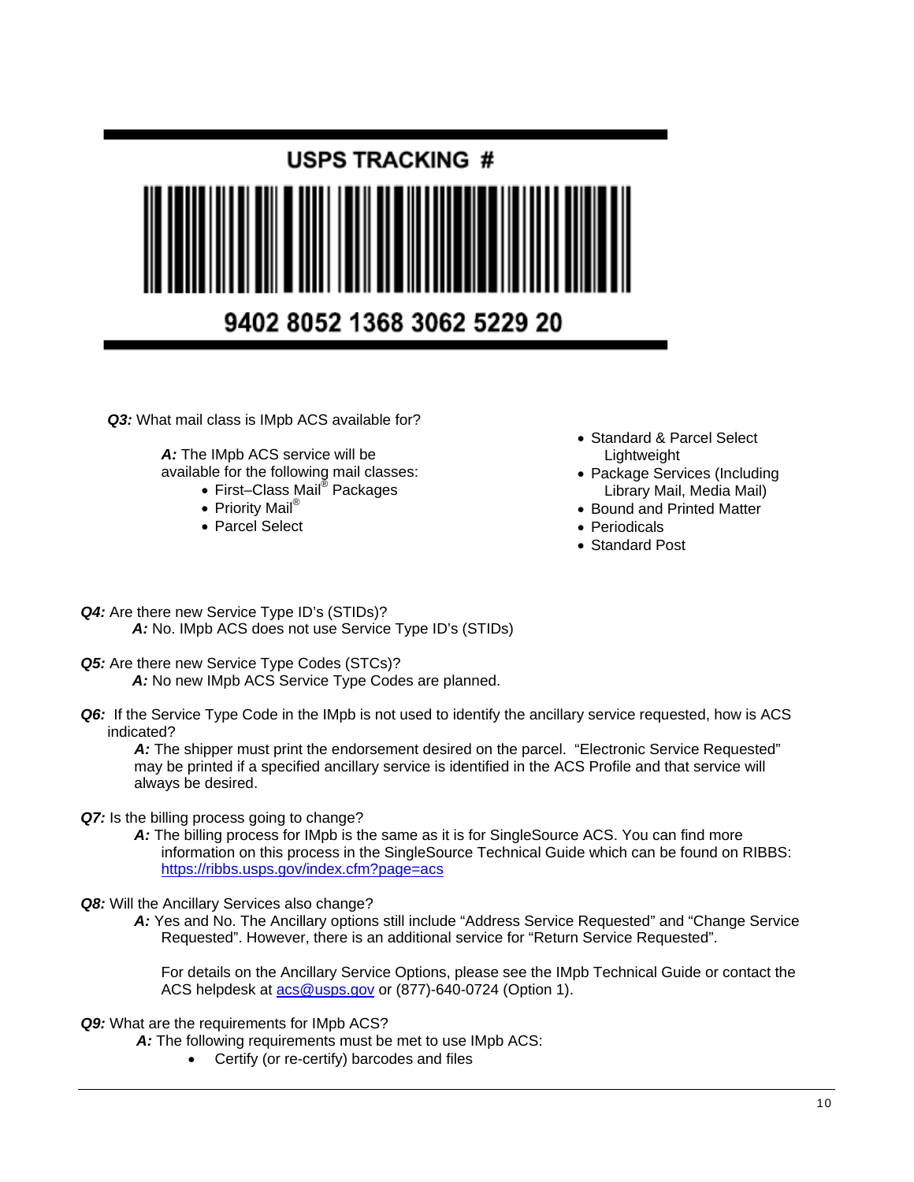USPS TRACKING #

9402 8052 1368 3062 5229 20

***Q3:*** What mail class is IMpb ACS available for?

***A:*** The IMpb ACS service will be available for the following mail classes:

- First–Class Mail® Packages
- Priority Mail®
- Parcel Select
- Standard & Parcel Select Lightweight
- Package Services (Including Library Mail, Media Mail)
- Bound and Printed Matter
- Periodicals
- Standard Post

***Q4:*** Are there new Service Type ID's (STIDs)?

***A:*** No. IMpb ACS does not use Service Type ID's (STIDs)

***Q5:*** Are there new Service Type Codes (STCs)?

***A:*** No new IMpb ACS Service Type Codes are planned.

***Q6:*** If the Service Type Code in the IMpb is not used to identify the ancillary service requested, how is ACS indicated?

***A:*** The shipper must print the endorsement desired on the parcel. "Electronic Service Requested" may be printed if a specified ancillary service is identified in the ACS Profile and that service will always be desired.

***Q7:*** Is the billing process going to change?

***A:*** The billing process for IMpb is the same as it is for SingleSource ACS. You can find more information on this process in the SingleSource Technical Guide which can be found on RIBBS: https://ribbs.usps.gov/index.cfm?page=acs

***Q8:*** Will the Ancillary Services also change?

***A:*** Yes and No. The Ancillary options still include "Address Service Requested" and "Change Service Requested". However, there is an additional service for "Return Service Requested".

For details on the Ancillary Service Options, please see the IMpb Technical Guide or contact the ACS helpdesk at acs@usps.gov or (877)-640-0724 (Option 1).

***Q9:*** What are the requirements for IMpb ACS?

***A:*** The following requirements must be met to use IMpb ACS:

- Certify (or re-certify) barcodes and files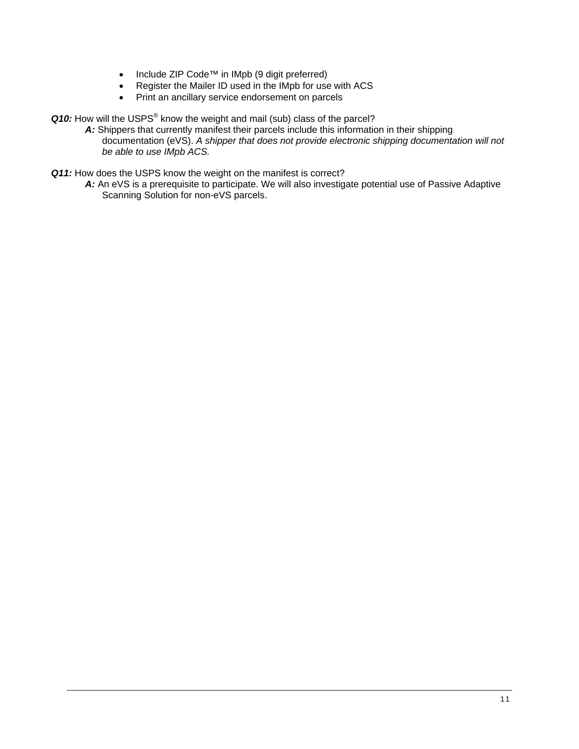- Include ZIP Code™ in IMpb (9 digit preferred)
- Register the Mailer ID used in the IMpb for use with ACS
- Print an ancillary service endorsement on parcels

***Q10:*** How will the USPS® know the weight and mail (sub) class of the parcel?

***A:*** Shippers that currently manifest their parcels include this information in their shipping documentation (eVS). *A shipper that does not provide electronic shipping documentation will not be able to use IMpb ACS.*

***Q11:*** How does the USPS know the weight on the manifest is correct?

***A:*** An eVS is a prerequisite to participate. We will also investigate potential use of Passive Adaptive Scanning Solution for non-eVS parcels.